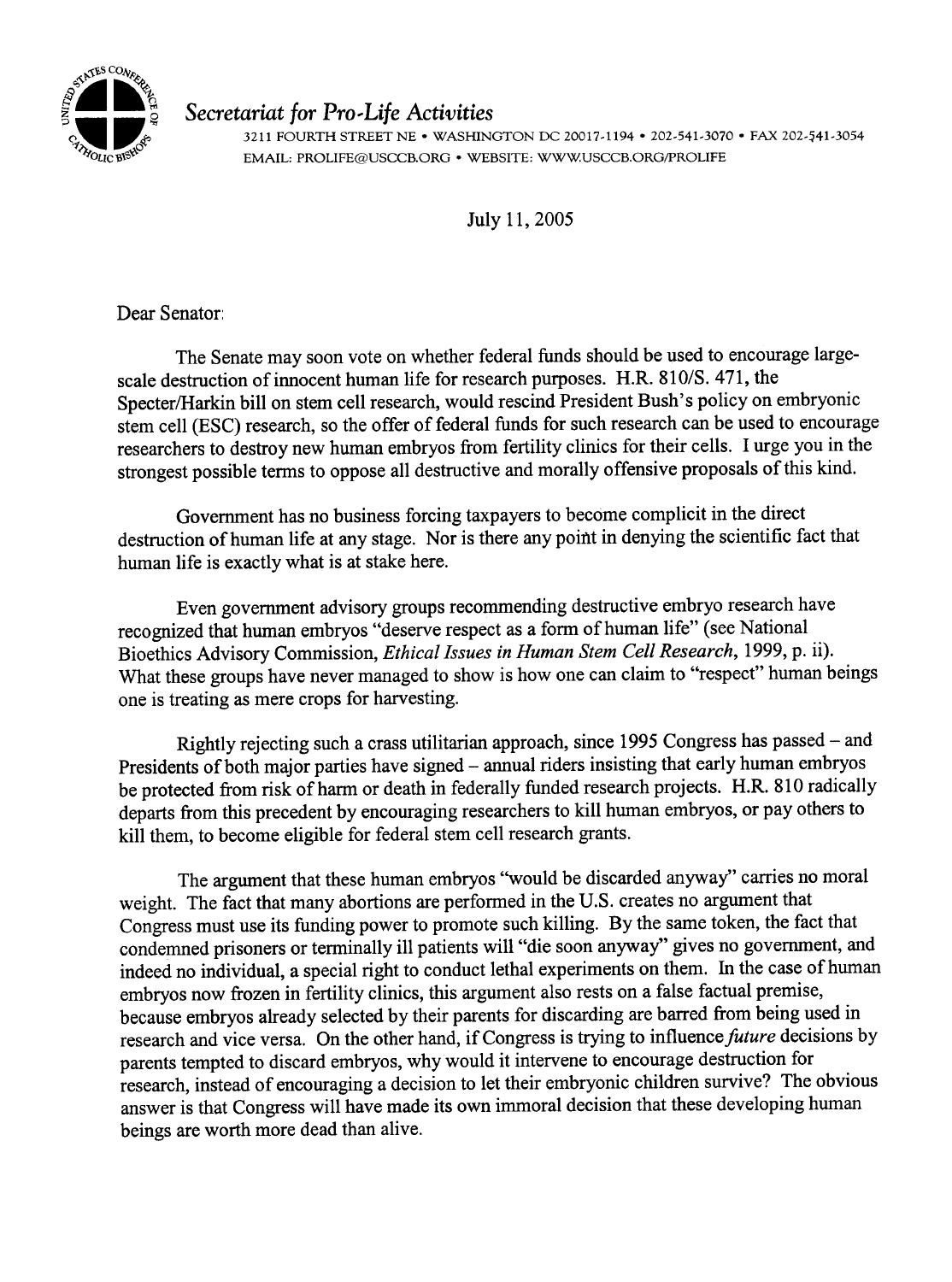*Secretariat for Pro-Life Activities*

3211 FOURTH STREET NE • WASHINGTON DC 20017-1194 • 202-541-3070 • FAX 202-541-3054
EMAIL: PROLIFE@USCCB.ORG • WEBSITE: WWW.USCCB.ORG/PROLIFE

July 11, 2005

Dear Senator:

The Senate may soon vote on whether federal funds should be used to encourage large-scale destruction of innocent human life for research purposes. H.R. 810/S. 471, the Specter/Harkin bill on stem cell research, would rescind President Bush's policy on embryonic stem cell (ESC) research, so the offer of federal funds for such research can be used to encourage researchers to destroy new human embryos from fertility clinics for their cells. I urge you in the strongest possible terms to oppose all destructive and morally offensive proposals of this kind.

Government has no business forcing taxpayers to become complicit in the direct destruction of human life at any stage. Nor is there any point in denying the scientific fact that human life is exactly what is at stake here.

Even government advisory groups recommending destructive embryo research have recognized that human embryos "deserve respect as a form of human life" (see National Bioethics Advisory Commission, *Ethical Issues in Human Stem Cell Research*, 1999, p. ii). What these groups have never managed to show is how one can claim to "respect" human beings one is treating as mere crops for harvesting.

Rightly rejecting such a crass utilitarian approach, since 1995 Congress has passed – and Presidents of both major parties have signed – annual riders insisting that early human embryos be protected from risk of harm or death in federally funded research projects. H.R. 810 radically departs from this precedent by encouraging researchers to kill human embryos, or pay others to kill them, to become eligible for federal stem cell research grants.

The argument that these human embryos "would be discarded anyway" carries no moral weight. The fact that many abortions are performed in the U.S. creates no argument that Congress must use its funding power to promote such killing. By the same token, the fact that condemned prisoners or terminally ill patients will "die soon anyway" gives no government, and indeed no individual, a special right to conduct lethal experiments on them. In the case of human embryos now frozen in fertility clinics, this argument also rests on a false factual premise, because embryos already selected by their parents for discarding are barred from being used in research and vice versa. On the other hand, if Congress is trying to influence *future* decisions by parents tempted to discard embryos, why would it intervene to encourage destruction for research, instead of encouraging a decision to let their embryonic children survive? The obvious answer is that Congress will have made its own immoral decision that these developing human beings are worth more dead than alive.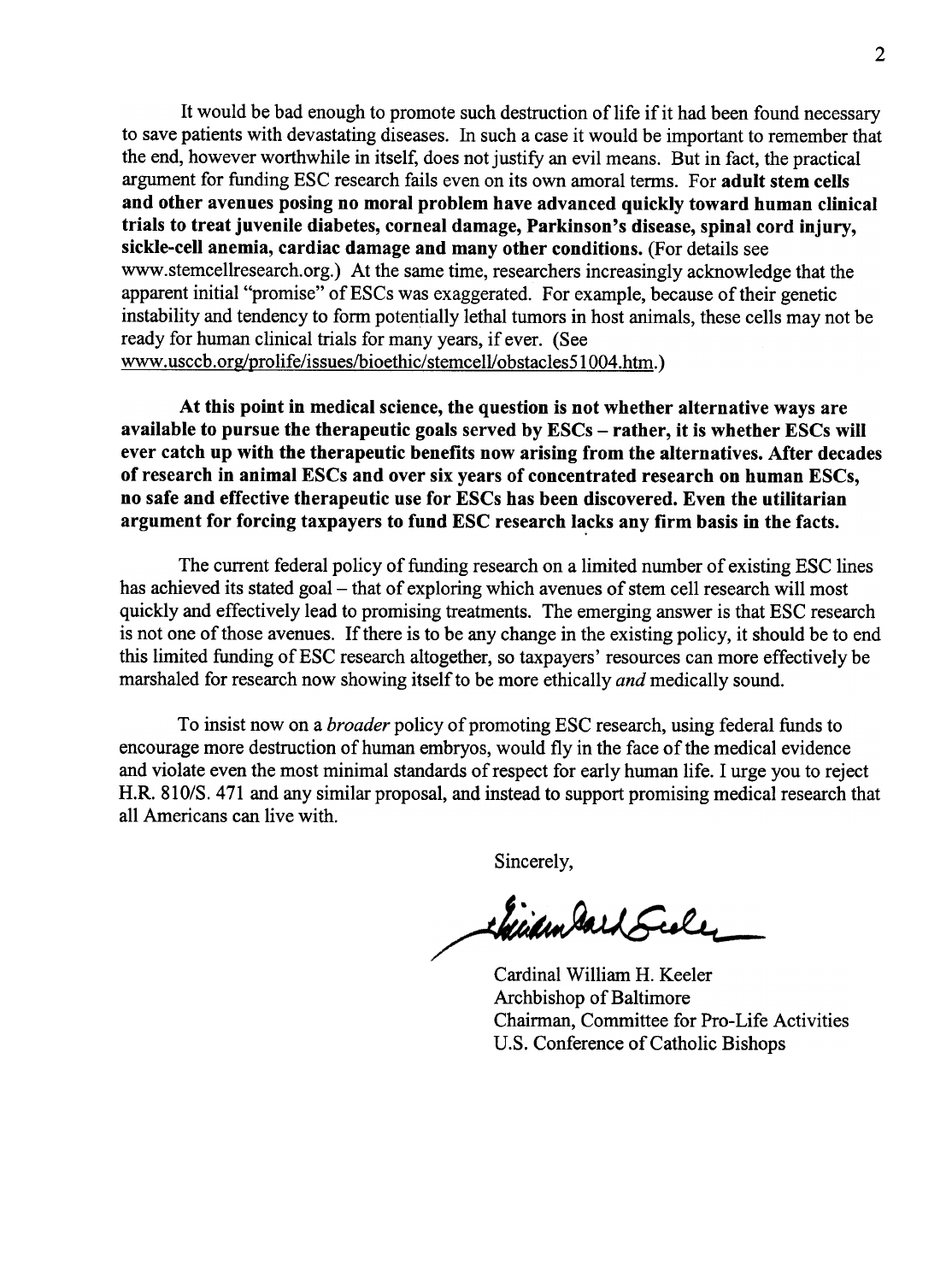It would be bad enough to promote such destruction of life if it had been found necessary to save patients with devastating diseases. In such a case it would be important to remember that the end, however worthwhile in itself, does not justify an evil means. But in fact, the practical argument for funding ESC research fails even on its own amoral terms. For **adult stem cells and other avenues posing no moral problem have advanced quickly toward human clinical trials to treat juvenile diabetes, corneal damage, Parkinson's disease, spinal cord injury, sickle-cell anemia, cardiac damage and many other conditions.** (For details see www.stemcellresearch.org.) At the same time, researchers increasingly acknowledge that the apparent initial "promise" of ESCs was exaggerated. For example, because of their genetic instability and tendency to form potentially lethal tumors in host animals, these cells may not be ready for human clinical trials for many years, if ever. (See www.usccb.org/prolife/issues/bioethic/stemcell/obstacles51004.htm.)

**At this point in medical science, the question is not whether alternative ways are available to pursue the therapeutic goals served by ESCs – rather, it is whether ESCs will ever catch up with the therapeutic benefits now arising from the alternatives. After decades of research in animal ESCs and over six years of concentrated research on human ESCs, no safe and effective therapeutic use for ESCs has been discovered. Even the utilitarian argument for forcing taxpayers to fund ESC research lacks any firm basis in the facts.**

The current federal policy of funding research on a limited number of existing ESC lines has achieved its stated goal – that of exploring which avenues of stem cell research will most quickly and effectively lead to promising treatments. The emerging answer is that ESC research is not one of those avenues. If there is to be any change in the existing policy, it should be to end this limited funding of ESC research altogether, so taxpayers' resources can more effectively be marshaled for research now showing itself to be more ethically *and* medically sound.

To insist now on a *broader* policy of promoting ESC research, using federal funds to encourage more destruction of human embryos, would fly in the face of the medical evidence and violate even the most minimal standards of respect for early human life. I urge you to reject H.R. 810/S. 471 and any similar proposal, and instead to support promising medical research that all Americans can live with.

Sincerely,

Cardinal William H. Keeler
Archbishop of Baltimore
Chairman, Committee for Pro-Life Activities
U.S. Conference of Catholic Bishops